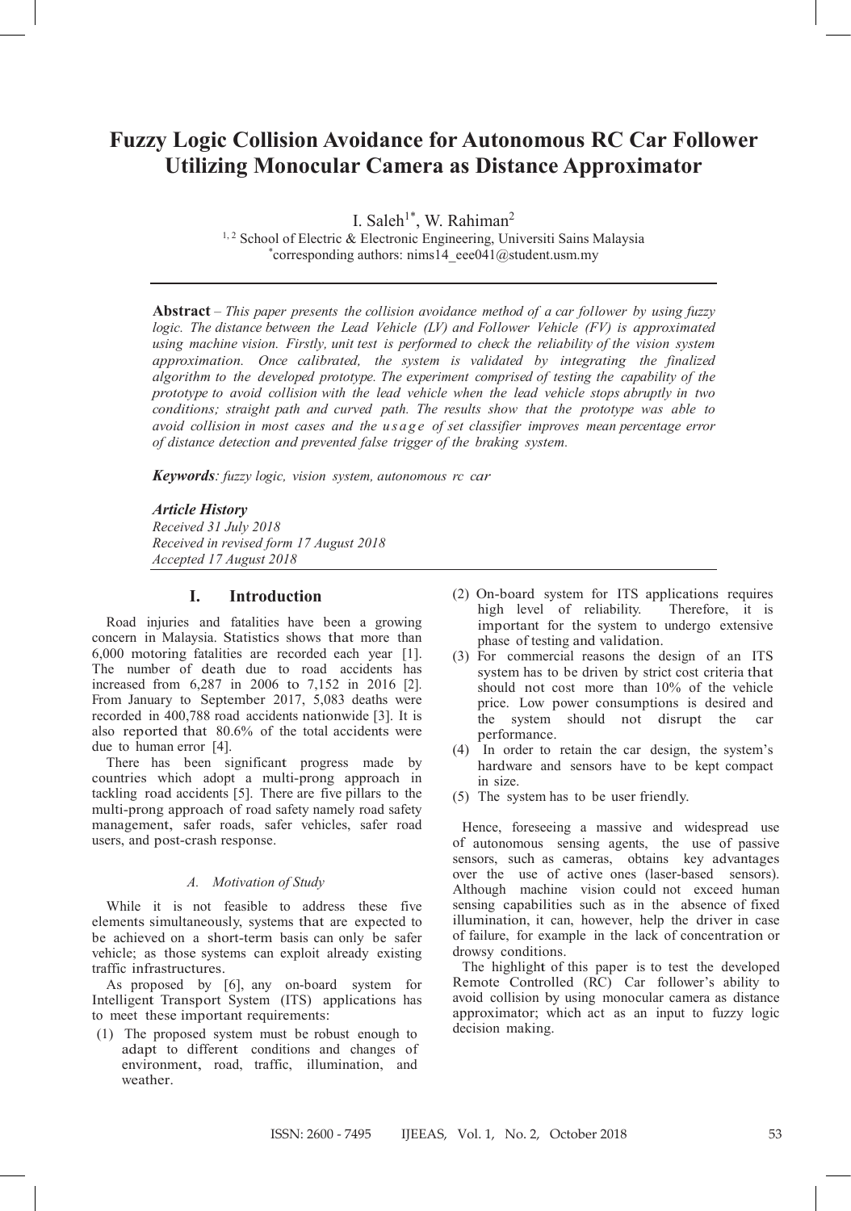# Fuzzy Logic Collision Avoidance for Autonomous RC Car Follower Utilizing Monocular Camera as Distance Approximator

I. Saleh[1*], W. Rahiman[2]

[1, 2] School of Electric & Electronic Engineering, Universiti Sains Malaysia

[*]corresponding authors: nims14_eee041@student.usm.my

---

**Abstract** – *This paper presents the collision avoidance method of a car follower by using fuzzy logic. The distance between the Lead Vehicle (LV) and Follower Vehicle (FV) is approximated using machine vision. Firstly, unit test is performed to check the reliability of the vision system approximation. Once calibrated, the system is validated by integrating the finalized algorithm to the developed prototype. The experiment comprised of testing the capability of the prototype to avoid collision with the lead vehicle when the lead vehicle stops abruptly in two conditions; straight path and curved path. The results show that the prototype was able to avoid collision in most cases and the usage of set classifier improves mean percentage error of distance detection and prevented false trigger of the braking system.*

***Keywords**: fuzzy logic, vision system, autonomous rc car*

***Article History***
*Received 31 July 2018*
*Received in revised form 17 August 2018*
*Accepted 17 August 2018*

---

## I. Introduction

Road injuries and fatalities have been a growing concern in Malaysia. Statistics shows that more than 6,000 motoring fatalities are recorded each year [1]. The number of death due to road accidents has increased from 6,287 in 2006 to 7,152 in 2016 [2]. From January to September 2017, 5,083 deaths were recorded in 400,788 road accidents nationwide [3]. It is also reported that 80.6% of the total accidents were due to human error [4].

There has been significant progress made by countries which adopt a multi-prong approach in tackling road accidents [5]. There are five pillars to the multi-prong approach of road safety namely road safety management, safer roads, safer vehicles, safer road users, and post-crash response.

### *A. Motivation of Study*

While it is not feasible to address these five elements simultaneously, systems that are expected to be achieved on a short-term basis can only be safer vehicle; as those systems can exploit already existing traffic infrastructures.

As proposed by [6], any on-board system for Intelligent Transport System (ITS) applications has to meet these important requirements:

(1) The proposed system must be robust enough to adapt to different conditions and changes of environment, road, traffic, illumination, and weather.
(2) On-board system for ITS applications requires high level of reliability. Therefore, it is important for the system to undergo extensive phase of testing and validation.
(3) For commercial reasons the design of an ITS system has to be driven by strict cost criteria that should not cost more than 10% of the vehicle price. Low power consumptions is desired and the system should not disrupt the car performance.
(4) In order to retain the car design, the system's hardware and sensors have to be kept compact in size.
(5) The system has to be user friendly.

Hence, foreseeing a massive and widespread use of autonomous sensing agents, the use of passive sensors, such as cameras, obtains key advantages over the use of active ones (laser-based sensors). Although machine vision could not exceed human sensing capabilities such as in the absence of fixed illumination, it can, however, help the driver in case of failure, for example in the lack of concentration or drowsy conditions.

The highlight of this paper is to test the developed Remote Controlled (RC) Car follower's ability to avoid collision by using monocular camera as distance approximator; which act as an input to fuzzy logic decision making.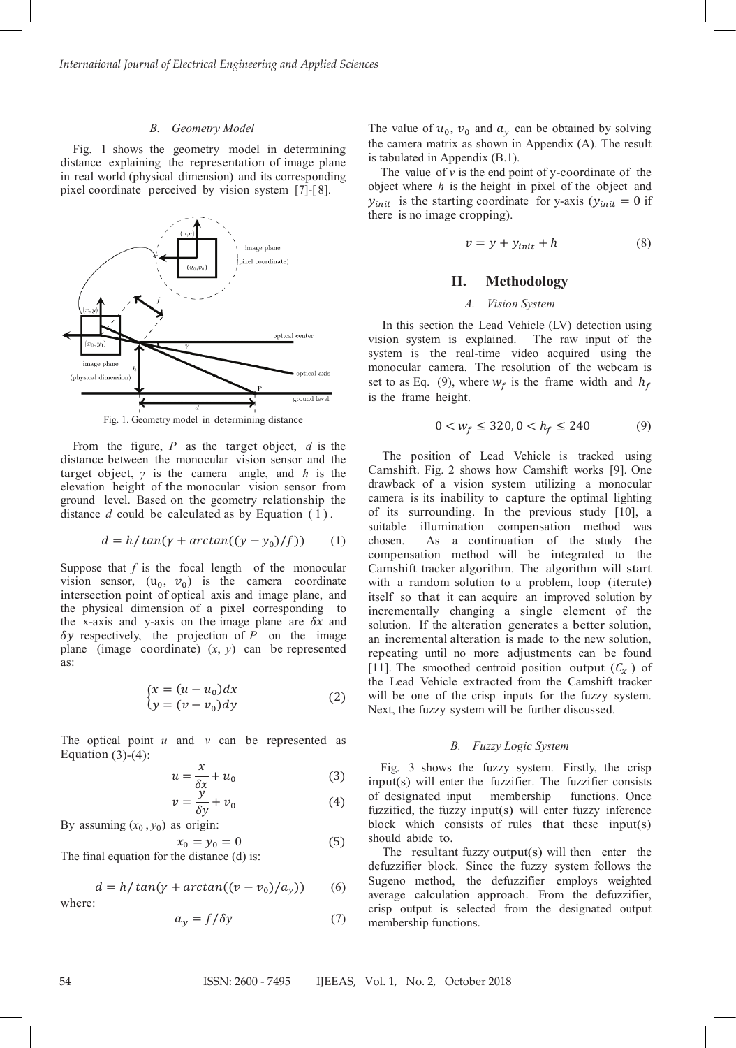### B. Geometry Model

Fig. 1 shows the geometry model in determining distance explaining the representation of image plane in real world (physical dimension) and its corresponding pixel coordinate perceived by vision system [7]-[8].

Fig. 1. Geometry model in determining distance

From the figure, $P$ as the target object, $d$ is the distance between the monocular vision sensor and the target object, $\gamma$ is the camera angle, and $h$ is the elevation height of the monocular vision sensor from ground level. Based on the geometry relationship the distance $d$ could be calculated as by Equation (1).

$$d = h/\tan(\gamma + \arctan((y - y_0)/f)) \quad (1)$$

Suppose that $f$ is the focal length of the monocular vision sensor, $(u_0, v_0)$ is the camera coordinate intersection point of optical axis and image plane, and the physical dimension of a pixel corresponding to the x-axis and y-axis on the image plane are $\delta x$ and $\delta y$ respectively, the projection of $P$ on the image plane (image coordinate) $(x, y)$ can be represented as:

$$\begin{cases} x = (u - u_0)dx \\ y = (v - v_0)dy \end{cases} \quad (2)$$

The optical point $u$ and $v$ can be represented as Equation (3)-(4):

$$u = \frac{x}{\delta x} + u_0 \quad (3)$$

$$v = \frac{y}{\delta y} + v_0 \quad (4)$$

By assuming $(x_0, y_0)$ as origin:

$$x_0 = y_0 = 0 \quad (5)$$

The final equation for the distance (d) is:

$$d = h/\tan(\gamma + \arctan((v - v_0)/a_y)) \quad (6)$$

where:

$$a_y = f/\delta y \quad (7)$$

The value of $u_0$, $v_0$ and $a_y$ can be obtained by solving the camera matrix as shown in Appendix (A). The result is tabulated in Appendix (B.1).

The value of $v$ is the end point of y-coordinate of the object where $h$ is the height in pixel of the object and $y_{init}$ is the starting coordinate for y-axis ($y_{init} = 0$ if there is no image cropping).

$$v = y + y_{init} + h \quad (8)$$

## II. Methodology

### A. Vision System

In this section the Lead Vehicle (LV) detection using vision system is explained. The raw input of the system is the real-time video acquired using the monocular camera. The resolution of the webcam is set to as Eq. (9), where $w_f$ is the frame width and $h_f$ is the frame height.

$$0 < w_f \leq 320, 0 < h_f \leq 240 \quad (9)$$

The position of Lead Vehicle is tracked using Camshift. Fig. 2 shows how Camshift works [9]. One drawback of a vision system utilizing a monocular camera is its inability to capture the optimal lighting of its surrounding. In the previous study [10], a suitable illumination compensation method was chosen. As a continuation of the study the compensation method will be integrated to the Camshift tracker algorithm. The algorithm will start with a random solution to a problem, loop (iterate) itself so that it can acquire an improved solution by incrementally changing a single element of the solution. If the alteration generates a better solution, an incremental alteration is made to the new solution, repeating until no more adjustments can be found [11]. The smoothed centroid position output ($C_x$) of the Lead Vehicle extracted from the Camshift tracker will be one of the crisp inputs for the fuzzy system. Next, the fuzzy system will be further discussed.

### B. Fuzzy Logic System

Fig. 3 shows the fuzzy system. Firstly, the crisp input(s) will enter the fuzzifier. The fuzzifier consists of designated input membership functions. Once fuzzified, the fuzzy input(s) will enter fuzzy inference block which consists of rules that these input(s) should abide to.

The resultant fuzzy output(s) will then enter the defuzzifier block. Since the fuzzy system follows the Sugeno method, the defuzzifier employs weighted average calculation approach. From the defuzzifier, crisp output is selected from the designated output membership functions.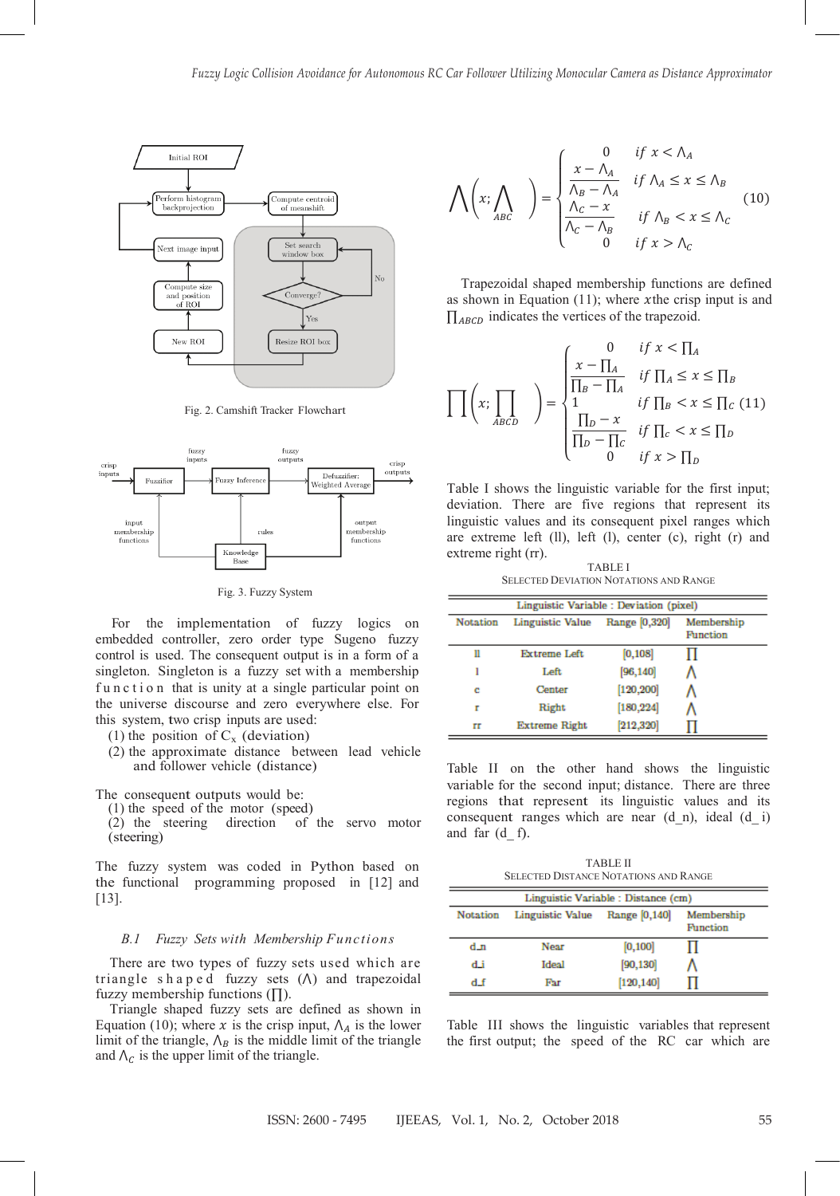Fig. 2. Camshift Tracker Flowchart

Fig. 3. Fuzzy System

For the implementation of fuzzy logics on embedded controller, zero order type Sugeno fuzzy control is used. The consequent output is in a form of a singleton. Singleton is a fuzzy set with a membership function that is unity at a single particular point on the universe discourse and zero everywhere else. For this system, two crisp inputs are used:

(1) the position of $C_x$ (deviation)
(2) the approximate distance between lead vehicle and follower vehicle (distance)

The consequent outputs would be:

(1) the speed of the motor (speed)
(2) the steering direction of the servo motor (steering)

The fuzzy system was coded in Python based on the functional programming proposed in [12] and [13].

### *B.1 Fuzzy Sets with Membership Functions*

There are two types of fuzzy sets used which are triangle shaped fuzzy sets ($\Lambda$) and trapezoidal fuzzy membership functions ($\prod$).

Triangle shaped fuzzy sets are defined as shown in Equation (10); where $x$ is the crisp input, $\Lambda_A$ is the lower limit of the triangle, $\Lambda_B$ is the middle limit of the triangle and $\Lambda_C$ is the upper limit of the triangle.

$$\Lambda\left(x; \Lambda_{ABC}\right) = \begin{cases} 0 & if\ x < \Lambda_A \\ \dfrac{x - \Lambda_A}{\Lambda_B - \Lambda_A} & if\ \Lambda_A \le x \le \Lambda_B \\ \dfrac{\Lambda_C - x}{\Lambda_C - \Lambda_B} & if\ \Lambda_B < x \le \Lambda_C \\ 0 & if\ x > \Lambda_C \end{cases} \quad (10)$$

Trapezoidal shaped membership functions are defined as shown in Equation (11); where $x$the crisp input is and $\prod_{ABCD}$ indicates the vertices of the trapezoid.

$$\prod\left(x; \prod_{ABCD}\right) = \begin{cases} 0 & if\ x < \prod_A \\ \dfrac{x - \prod_A}{\prod_B - \prod_A} & if\ \prod_A \le x \le \prod_B \\ 1 & if\ \prod_B < x \le \prod_C \\ \dfrac{\prod_D - x}{\prod_D - \prod_C} & if\ \prod_C < x \le \prod_D \\ 0 & if\ x > \prod_D \end{cases} \quad (11)$$

Table I shows the linguistic variable for the first input; deviation. There are five regions that represent its linguistic values and its consequent pixel ranges which are extreme left (ll), left (l), center (c), right (r) and extreme right (rr).

TABLE I
SELECTED DEVIATION NOTATIONS AND RANGE

| Linguistic Variable : Deviation (pixel) | | | |
|---|---|---|---|
| Notation | Linguistic Value | Range [0,320] | Membership Function |
| ll | Extreme Left | [0,108] | $\prod$ |
| l | Left | [96,140] | $\Lambda$ |
| c | Center | [120,200] | $\Lambda$ |
| r | Right | [180,224] | $\Lambda$ |
| rr | Extreme Right | [212,320] | $\prod$ |

Table II on the other hand shows the linguistic variable for the second input; distance. There are three regions that represent its linguistic values and its consequent ranges which are near (d_n), ideal (d_i) and far (d_f).

TABLE II
SELECTED DISTANCE NOTATIONS AND RANGE

| Linguistic Variable : Distance (cm) | | | |
|---|---|---|---|
| Notation | Linguistic Value | Range [0,140] | Membership Function |
| d_n | Near | [0,100] | $\prod$ |
| d_i | Ideal | [90,130] | $\Lambda$ |
| d_f | Far | [120,140] | $\prod$ |

Table III shows the linguistic variables that represent the first output; the speed of the RC car which are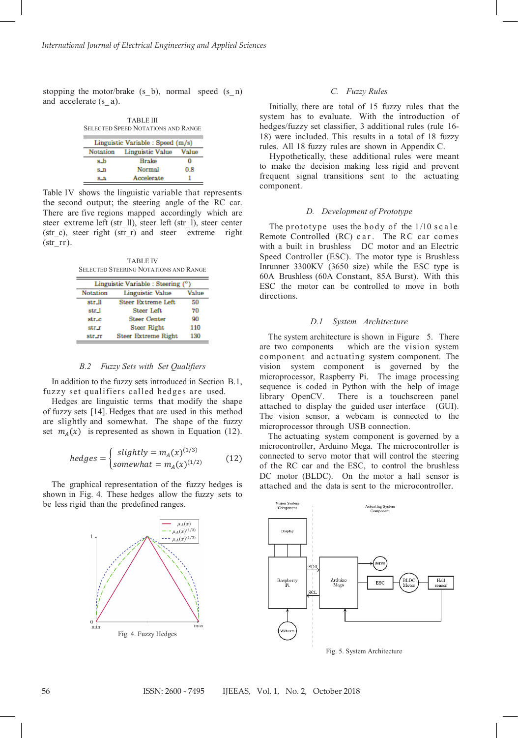stopping the motor/brake (s_b), normal speed (s_n) and accelerate (s_a).

TABLE III
SELECTED SPEED NOTATIONS AND RANGE

| Linguistic Variable : Speed (m/s) | | |
|---|---|---|
| Notation | Linguistic Value | Value |
| s_b | Brake | 0 |
| s_n | Normal | 0.8 |
| s_a | Accelerate | 1 |

Table IV shows the linguistic variable that represents the second output; the steering angle of the RC car. There are five regions mapped accordingly which are steer extreme left (str_ll), steer left (str_l), steer center (str_c), steer right (str_r) and steer extreme right (str_rr).

TABLE IV
SELECTED STEERING NOTATIONS AND RANGE

| Linguistic Variable : Steering (°) | | |
|---|---|---|
| Notation | Linguistic Value | Value |
| str_ll | Steer Extreme Left | 50 |
| str_l | Steer Left | 70 |
| str_c | Steer Center | 90 |
| str_r | Steer Right | 110 |
| str_rr | Steer Extreme Right | 130 |

### B.2 Fuzzy Sets with Set Qualifiers

In addition to the fuzzy sets introduced in Section B.1, fuzzy set qualifiers called hedges are used.

Hedges are linguistic terms that modify the shape of fuzzy sets [14]. Hedges that are used in this method are slightly and somewhat. The shape of the fuzzy set $m_A(x)$ is represented as shown in Equation (12).

$$hedges = \begin{cases} slightly = m_A(x)^{(1/3)} \\ somewhat = m_A(x)^{(1/2)} \end{cases} \tag{12}$$

The graphical representation of the fuzzy hedges is shown in Fig. 4. These hedges allow the fuzzy sets to be less rigid than the predefined ranges.

Fig. 4. Fuzzy Hedges

### C. Fuzzy Rules

Initially, there are total of 15 fuzzy rules that the system has to evaluate. With the introduction of hedges/fuzzy set classifier, 3 additional rules (rule 16-18) were included. This results in a total of 18 fuzzy rules. All 18 fuzzy rules are shown in Appendix C.

Hypothetically, these additional rules were meant to make the decision making less rigid and prevent frequent signal transitions sent to the actuating component.

### D. Development of Prototype

The prototype uses the body of the 1/10 scale Remote Controlled (RC) car. The RC car comes with a built in brushless DC motor and an Electric Speed Controller (ESC). The motor type is Brushless Inrunner 3300KV (3650 size) while the ESC type is 60A Brushless (60A Constant, 85A Burst). With this ESC the motor can be controlled to move in both directions.

### D.1 System Architecture

The system architecture is shown in Figure 5. There are two components which are the vision system component and actuating system component. The vision system component is governed by the microprocessor, Raspberry Pi. The image processing sequence is coded in Python with the help of image library OpenCV. There is a touchscreen panel attached to display the guided user interface (GUI). The vision sensor, a webcam is connected to the microprocessor through USB connection.

The actuating system component is governed by a microcontroller, Arduino Mega. The microcontroller is connected to servo motor that will control the steering of the RC car and the ESC, to control the brushless DC motor (BLDC). On the motor a hall sensor is attached and the data is sent to the microcontroller.

Fig. 5. System Architecture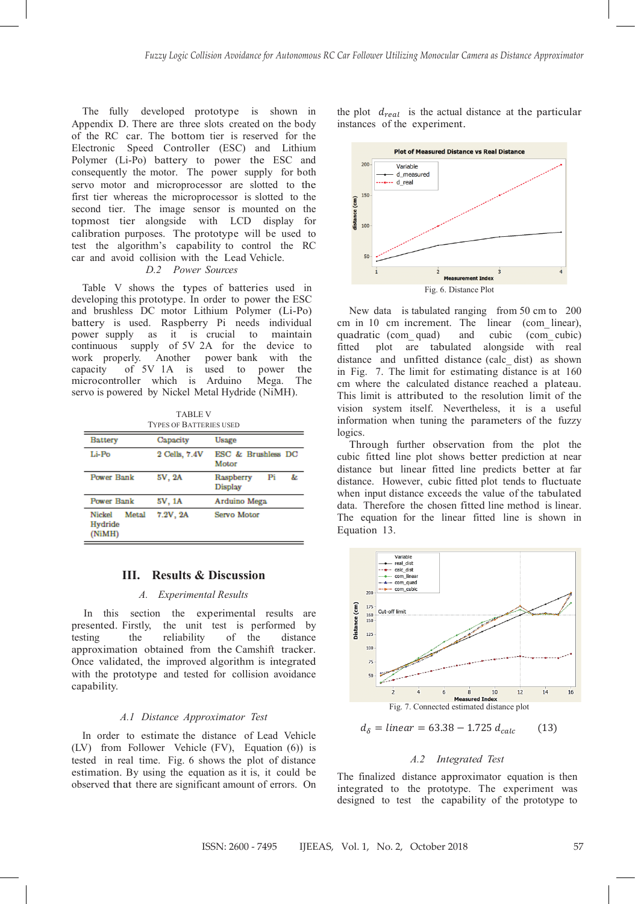The fully developed prototype is shown in Appendix D. There are three slots created on the body of the RC car. The bottom tier is reserved for the Electronic Speed Controller (ESC) and Lithium Polymer (Li-Po) battery to power the ESC and consequently the motor. The power supply for both servo motor and microprocessor are slotted to the first tier whereas the microprocessor is slotted to the second tier. The image sensor is mounted on the topmost tier alongside with LCD display for calibration purposes. The prototype will be used to test the algorithm's capability to control the RC car and avoid collision with the Lead Vehicle.

### *D.2 Power Sources*

Table V shows the types of batteries used in developing this prototype. In order to power the ESC and brushless DC motor Lithium Polymer (Li-Po) battery is used. Raspberry Pi needs individual power supply as it is crucial to maintain continuous supply of 5V 2A for the device to work properly. Another power bank with the capacity of 5V 1A is used to power the microcontroller which is Arduino Mega. The servo is powered by Nickel Metal Hydride (NiMH).

TABLE V
TYPES OF BATTERIES USED

| Battery | Capacity | Usage |
|---|---|---|
| Li-Po | 2 Cells, 7.4V | ESC & Brushless DC Motor |
| Power Bank | 5V, 2A | Raspberry Pi & Display |
| Power Bank | 5V, 1A | Arduino Mega |
| Nickel Metal Hydride (NiMH) | 7.2V, 2A | Servo Motor |

## III. Results & Discussion

### *A. Experimental Results*

In this section the experimental results are presented. Firstly, the unit test is performed by testing the reliability of the distance approximation obtained from the Camshift tracker. Once validated, the improved algorithm is integrated with the prototype and tested for collision avoidance capability.

### *A.1 Distance Approximator Test*

In order to estimate the distance of Lead Vehicle (LV) from Follower Vehicle (FV), Equation (6)) is tested in real time. Fig. 6 shows the plot of distance estimation. By using the equation as it is, it could be observed that there are significant amount of errors. On the plot $d_{real}$ is the actual distance at the particular instances of the experiment.

Fig. 6. Distance Plot

New data is tabulated ranging from 50 cm to 200 cm in 10 cm increment. The linear (com_linear), quadratic (com_quad) and cubic (com_cubic) fitted plot are tabulated alongside with real distance and unfitted distance (calc_dist) as shown in Fig. 7. The limit for estimating distance is at 160 cm where the calculated distance reached a plateau. This limit is attributed to the resolution limit of the vision system itself. Nevertheless, it is a useful information when tuning the parameters of the fuzzy logics.

Through further observation from the plot the cubic fitted line plot shows better prediction at near distance but linear fitted line predicts better at far distance. However, cubic fitted plot tends to fluctuate when input distance exceeds the value of the tabulated data. Therefore the chosen fitted line method is linear. The equation for the linear fitted line is shown in Equation 13.

Fig. 7. Connected estimated distance plot

$$d_{\delta} = linear = 63.38 - 1.725\, d_{calc} \qquad (13)$$

### *A.2 Integrated Test*

The finalized distance approximator equation is then integrated to the prototype. The experiment was designed to test the capability of the prototype to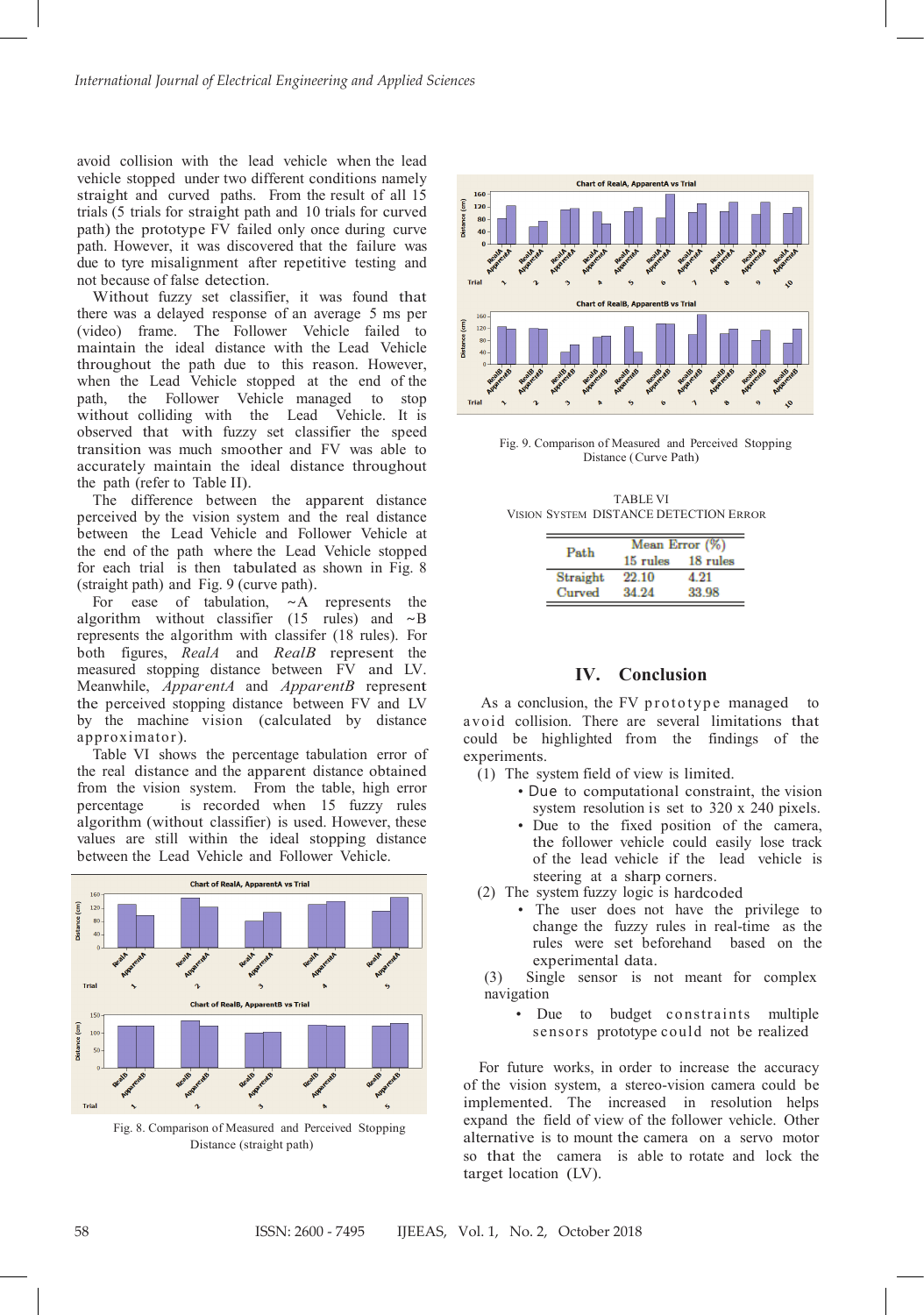avoid collision with the lead vehicle when the lead vehicle stopped under two different conditions namely straight and curved paths. From the result of all 15 trials (5 trials for straight path and 10 trials for curved path) the prototype FV failed only once during curve path. However, it was discovered that the failure was due to tyre misalignment after repetitive testing and not because of false detection.

Without fuzzy set classifier, it was found that there was a delayed response of an average 5 ms per (video) frame. The Follower Vehicle failed to maintain the ideal distance with the Lead Vehicle throughout the path due to this reason. However, when the Lead Vehicle stopped at the end of the path, the Follower Vehicle managed to stop without colliding with the Lead Vehicle. It is observed that with fuzzy set classifier the speed transition was much smoother and FV was able to accurately maintain the ideal distance throughout the path (refer to Table II).

The difference between the apparent distance perceived by the vision system and the real distance between the Lead Vehicle and Follower Vehicle at the end of the path where the Lead Vehicle stopped for each trial is then tabulated as shown in Fig. 8 (straight path) and Fig. 9 (curve path).

For ease of tabulation, ~A represents the algorithm without classifier (15 rules) and ~B represents the algorithm with classifer (18 rules). For both figures, *RealA* and *RealB* represent the measured stopping distance between FV and LV. Meanwhile, *ApparentA* and *ApparentB* represent the perceived stopping distance between FV and LV by the machine vision (calculated by distance approximator).

Table VI shows the percentage tabulation error of the real distance and the apparent distance obtained from the vision system. From the table, high error percentage is recorded when 15 fuzzy rules algorithm (without classifier) is used. However, these values are still within the ideal stopping distance between the Lead Vehicle and Follower Vehicle.

Fig. 8. Comparison of Measured and Perceived Stopping Distance (straight path)

Fig. 9. Comparison of Measured and Perceived Stopping Distance (Curve Path)

TABLE VI
VISION SYSTEM DISTANCE DETECTION ERROR

| Path | Mean Error (%) | |
|---|---|---|
| | 15 rules | 18 rules |
| Straight | 22.10 | 4.21 |
| Curved | 34.24 | 33.98 |

## IV. Conclusion

As a conclusion, the FV prototype managed to avoid collision. There are several limitations that could be highlighted from the findings of the experiments.

(1) The system field of view is limited.
- Due to computational constraint, the vision system resolution is set to 320 x 240 pixels.
- Due to the fixed position of the camera, the follower vehicle could easily lose track of the lead vehicle if the lead vehicle is steering at a sharp corners.

(2) The system fuzzy logic is hardcoded
- The user does not have the privilege to change the fuzzy rules in real-time as the rules were set beforehand based on the experimental data.

(3) Single sensor is not meant for complex navigation
- Due to budget constraints multiple sensors prototype could not be realized

For future works, in order to increase the accuracy of the vision system, a stereo-vision camera could be implemented. The increased in resolution helps expand the field of view of the follower vehicle. Other alternative is to mount the camera on a servo motor so that the camera is able to rotate and lock the target location (LV).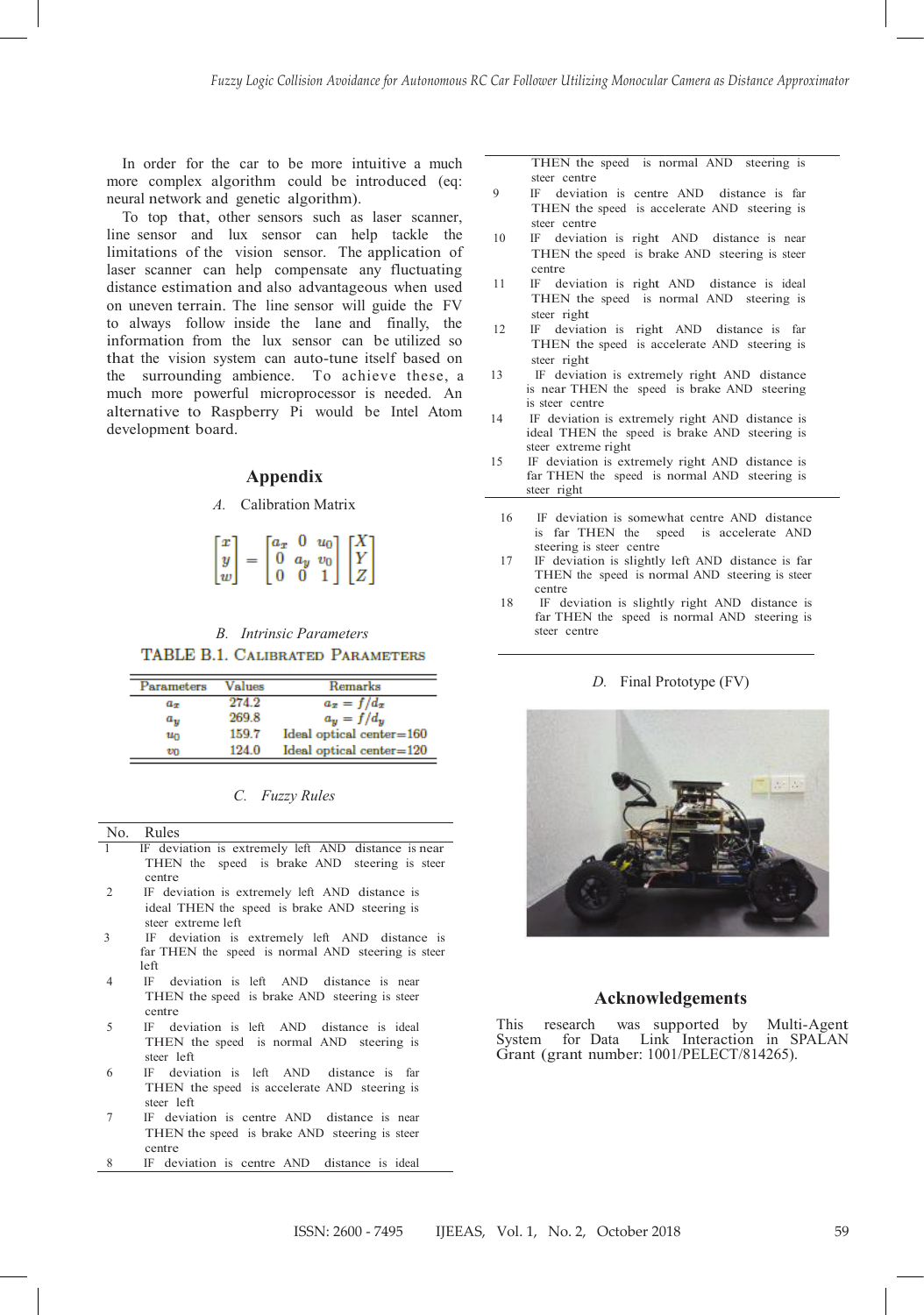In order for the car to be more intuitive a much more complex algorithm could be introduced (eq: neural network and genetic algorithm).

To top that, other sensors such as laser scanner, line sensor and lux sensor can help tackle the limitations of the vision sensor. The application of laser scanner can help compensate any fluctuating distance estimation and also advantageous when used on uneven terrain. The line sensor will guide the FV to always follow inside the lane and finally, the information from the lux sensor can be utilized so that the vision system can auto-tune itself based on the surrounding ambience. To achieve these, a much more powerful microprocessor is needed. An alternative to Raspberry Pi would be Intel Atom development board.

## Appendix

### *A.* Calibration Matrix

$$\begin{bmatrix} x \\ y \\ w \end{bmatrix} = \begin{bmatrix} a_x & 0 & u_0 \\ 0 & a_y & v_0 \\ 0 & 0 & 1 \end{bmatrix} \begin{bmatrix} X \\ Y \\ Z \end{bmatrix}$$

### *B. Intrinsic Parameters*

TABLE B.1. CALIBRATED PARAMETERS

| Parameters | Values | Remarks |
|---|---|---|
| $a_x$ | 274.2 | $a_x = f/d_x$ |
| $a_y$ | 269.8 | $a_y = f/d_y$ |
| $u_0$ | 159.7 | Ideal optical center=160 |
| $v_0$ | 124.0 | Ideal optical center=120 |

### *C. Fuzzy Rules*

| No. | Rules |
|---|---|
| 1 | IF deviation is extremely left AND distance is near THEN the speed is brake AND steering is steer centre |
| 2 | IF deviation is extremely left AND distance is ideal THEN the speed is brake AND steering is steer extreme left |
| 3 | IF deviation is extremely left AND distance is far THEN the speed is normal AND steering is steer left |
| 4 | IF deviation is left AND distance is near THEN the speed is brake AND steering is steer centre |
| 5 | IF deviation is left AND distance is ideal THEN the speed is normal AND steering is steer left |
| 6 | IF deviation is left AND distance is far THEN the speed is accelerate AND steering is steer left |
| 7 | IF deviation is centre AND distance is near THEN the speed is brake AND steering is steer centre |
| 8 | IF deviation is centre AND distance is ideal THEN the speed is normal AND steering is steer centre |
| 9 | IF deviation is centre AND distance is far THEN the speed is accelerate AND steering is steer centre |
| 10 | IF deviation is right AND distance is near THEN the speed is brake AND steering is steer centre |
| 11 | IF deviation is right AND distance is ideal THEN the speed is normal AND steering is steer right |
| 12 | IF deviation is right AND distance is far THEN the speed is accelerate AND steering is steer right |
| 13 | IF deviation is extremely right AND distance is near THEN the speed is brake AND steering is steer centre |
| 14 | IF deviation is extremely right AND distance is ideal THEN the speed is brake AND steering is steer extreme right |
| 15 | IF deviation is extremely right AND distance is far THEN the speed is normal AND steering is steer right |
| 16 | IF deviation is somewhat centre AND distance is far THEN the speed is accelerate AND steering is steer centre |
| 17 | IF deviation is slightly left AND distance is far THEN the speed is normal AND steering is steer centre |
| 18 | IF deviation is slightly right AND distance is far THEN the speed is normal AND steering is steer centre |

### *D.* Final Prototype (FV)

## Acknowledgements

This research was supported by Multi-Agent System for Data Link Interaction in SPALAN Grant (grant number: 1001/PELECT/814265).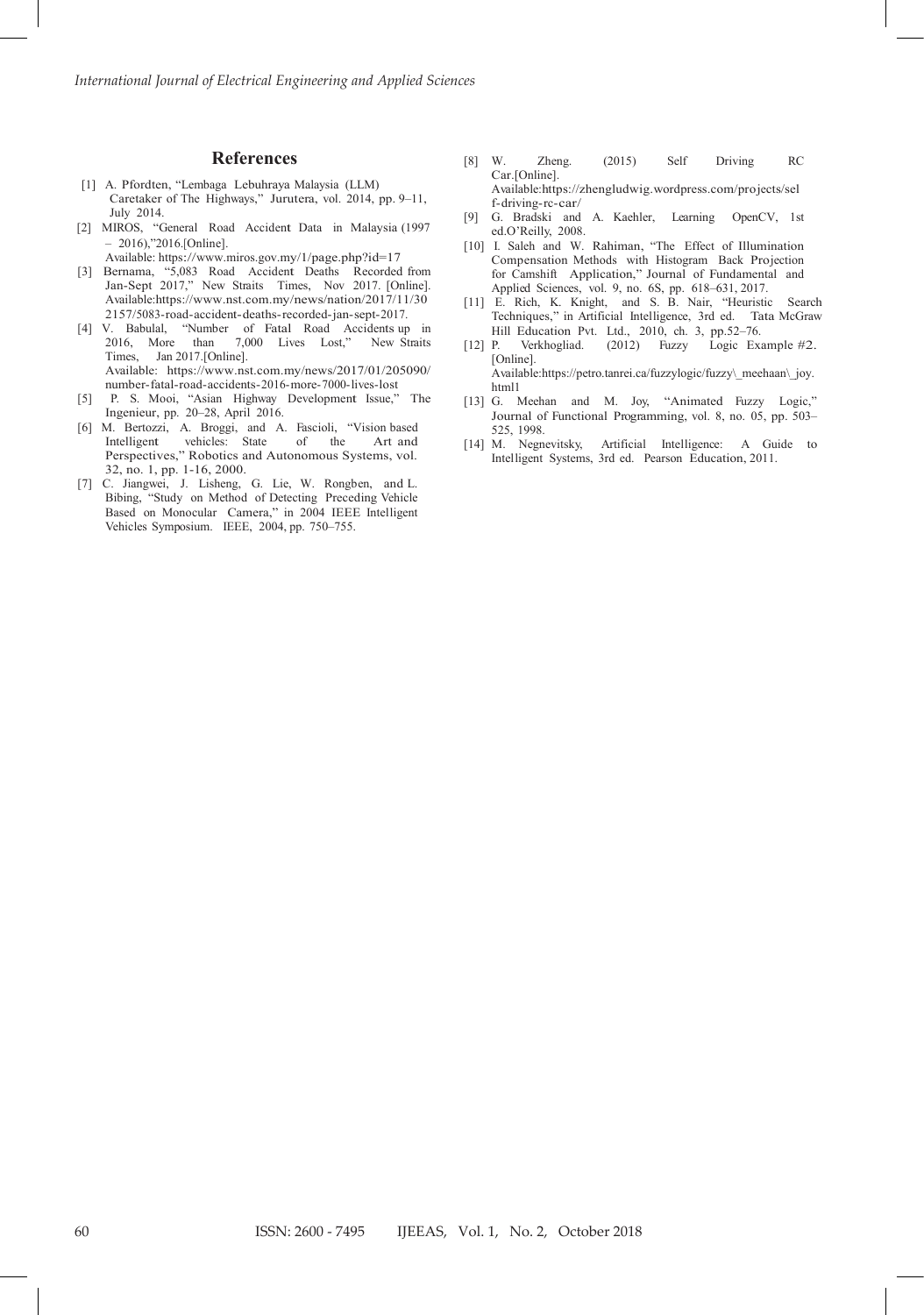## References

[1] A. Pfordten, "Lembaga Lebuhraya Malaysia (LLM) Caretaker of The Highways," Jurutera, vol. 2014, pp. 9–11, July 2014.

[2] MIROS, "General Road Accident Data in Malaysia (1997 – 2016),"2016.[Online]. Available: https://www.miros.gov.my/1/page.php?id=17

[3] Bernama, "5,083 Road Accident Deaths Recorded from Jan-Sept 2017," New Straits Times, Nov 2017. [Online]. Available:https://www.nst.com.my/news/nation/2017/11/302157/5083-road-accident-deaths-recorded-jan-sept-2017.

[4] V. Babulal, "Number of Fatal Road Accidents up in 2016, More than 7,000 Lives Lost," New Straits Times, Jan 2017.[Online]. Available: https://www.nst.com.my/news/2017/01/205090/number-fatal-road-accidents-2016-more-7000-lives-lost

[5] P. S. Mooi, "Asian Highway Development Issue," The Ingenieur, pp. 20–28, April 2016.

[6] M. Bertozzi, A. Broggi, and A. Fascioli, "Vision based Intelligent vehicles: State of the Art and Perspectives," Robotics and Autonomous Systems, vol. 32, no. 1, pp. 1-16, 2000.

[7] C. Jiangwei, J. Lisheng, G. Lie, W. Rongben, and L. Bibing, "Study on Method of Detecting Preceding Vehicle Based on Monocular Camera," in 2004 IEEE Intelligent Vehicles Symposium. IEEE, 2004, pp. 750–755.

[8] W. Zheng. (2015) Self Driving RC Car.[Online]. Available:https://zhengludwig.wordpress.com/projects/self-driving-rc-car/

[9] G. Bradski and A. Kaehler, Learning OpenCV, 1st ed.O'Reilly, 2008.

[10] I. Saleh and W. Rahiman, "The Effect of Illumination Compensation Methods with Histogram Back Projection for Camshift Application," Journal of Fundamental and Applied Sciences, vol. 9, no. 6S, pp. 618–631, 2017.

[11] E. Rich, K. Knight, and S. B. Nair, "Heuristic Search Techniques," in Artificial Intelligence, 3rd ed. Tata McGraw Hill Education Pvt. Ltd., 2010, ch. 3, pp.52–76.

[12] P. Verkhogliad. (2012) Fuzzy Logic Example #2. [Online]. Available:https://petro.tanrei.ca/fuzzylogic/fuzzy\_meehaan\_joy.html1

[13] G. Meehan and M. Joy, "Animated Fuzzy Logic," Journal of Functional Programming, vol. 8, no. 05, pp. 503–525, 1998.

[14] M. Negnevitsky, Artificial Intelligence: A Guide to Intelligent Systems, 3rd ed. Pearson Education, 2011.